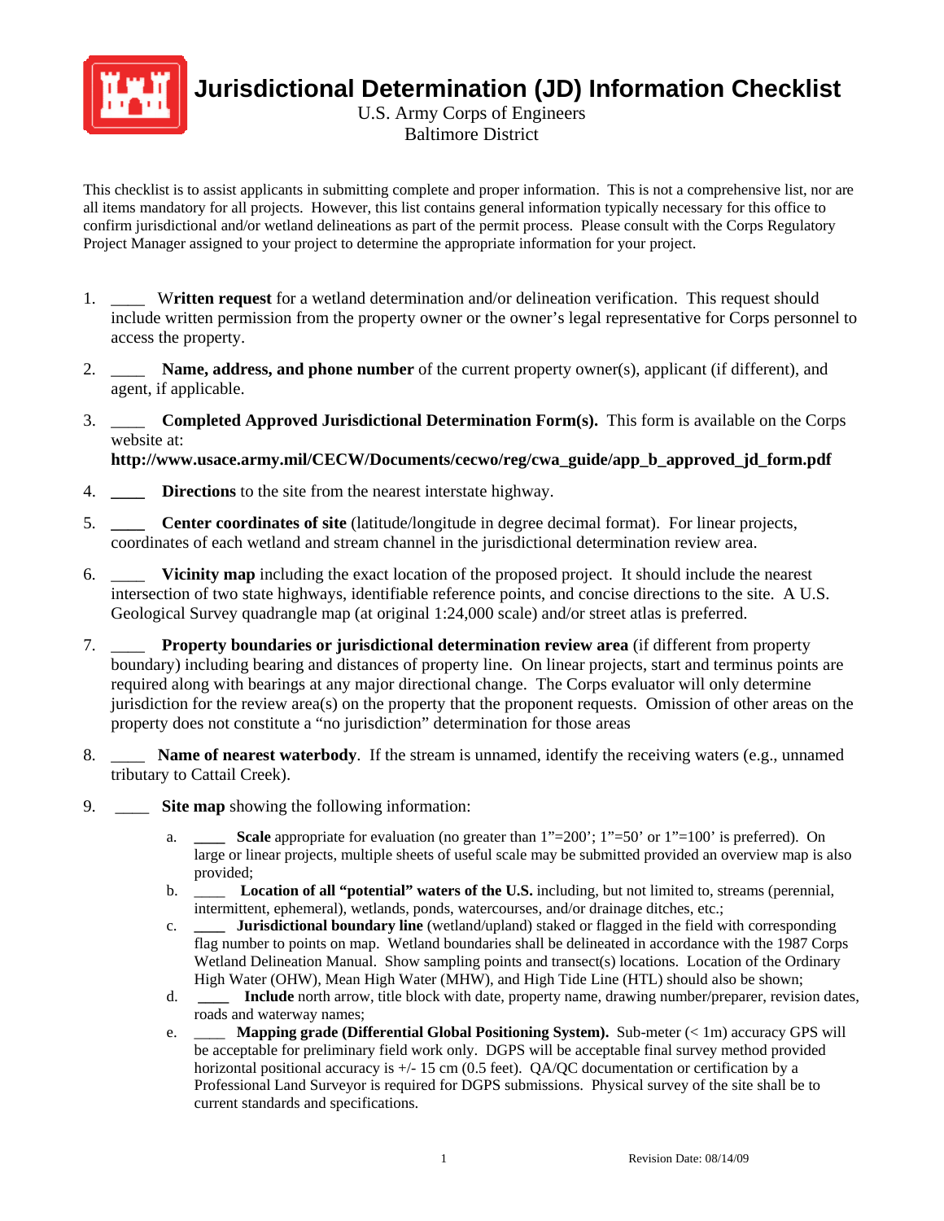# Jurisdictional Determination (JD) Information Checklist

U.S. Army Corps of Engineers
Baltimore District

This checklist is to assist applicants in submitting complete and proper information. This is not a comprehensive list, nor are all items mandatory for all projects. However, this list contains general information typically necessary for this office to confirm jurisdictional and/or wetland delineations as part of the permit process. Please consult with the Corps Regulatory Project Manager assigned to your project to determine the appropriate information for your project.

1. ____ **Written request** for a wetland determination and/or delineation verification. This request should include written permission from the property owner or the owner's legal representative for Corps personnel to access the property.

2. ____ **Name, address, and phone number** of the current property owner(s), applicant (if different), and agent, if applicable.

3. ____ **Completed Approved Jurisdictional Determination Form(s).** This form is available on the Corps website at: **http://www.usace.army.mil/CECW/Documents/cecwo/reg/cwa_guide/app_b_approved_jd_form.pdf**

4. ____ **Directions** to the site from the nearest interstate highway.

5. ____ **Center coordinates of site** (latitude/longitude in degree decimal format). For linear projects, coordinates of each wetland and stream channel in the jurisdictional determination review area.

6. ____ **Vicinity map** including the exact location of the proposed project. It should include the nearest intersection of two state highways, identifiable reference points, and concise directions to the site. A U.S. Geological Survey quadrangle map (at original 1:24,000 scale) and/or street atlas is preferred.

7. ____ **Property boundaries or jurisdictional determination review area** (if different from property boundary) including bearing and distances of property line. On linear projects, start and terminus points are required along with bearings at any major directional change. The Corps evaluator will only determine jurisdiction for the review area(s) on the property that the proponent requests. Omission of other areas on the property does not constitute a "no jurisdiction" determination for those areas

8. ____ **Name of nearest waterbody**. If the stream is unnamed, identify the receiving waters (e.g., unnamed tributary to Cattail Creek).

9. ____ **Site map** showing the following information:

   a. ____ **Scale** appropriate for evaluation (no greater than 1"=200'; 1"=50' or 1"=100' is preferred). On large or linear projects, multiple sheets of useful scale may be submitted provided an overview map is also provided;

   b. ____ **Location of all "potential" waters of the U.S.** including, but not limited to, streams (perennial, intermittent, ephemeral), wetlands, ponds, watercourses, and/or drainage ditches, etc.;

   c. ____ **Jurisdictional boundary line** (wetland/upland) staked or flagged in the field with corresponding flag number to points on map. Wetland boundaries shall be delineated in accordance with the 1987 Corps Wetland Delineation Manual. Show sampling points and transect(s) locations. Location of the Ordinary High Water (OHW), Mean High Water (MHW), and High Tide Line (HTL) should also be shown;

   d. ____ **Include** north arrow, title block with date, property name, drawing number/preparer, revision dates, roads and waterway names;

   e. ____ **Mapping grade (Differential Global Positioning System).** Sub-meter (< 1m) accuracy GPS will be acceptable for preliminary field work only. DGPS will be acceptable final survey method provided horizontal positional accuracy is +/- 15 cm (0.5 feet). QA/QC documentation or certification by a Professional Land Surveyor is required for DGPS submissions. Physical survey of the site shall be to current standards and specifications.

Revision Date: 08/14/09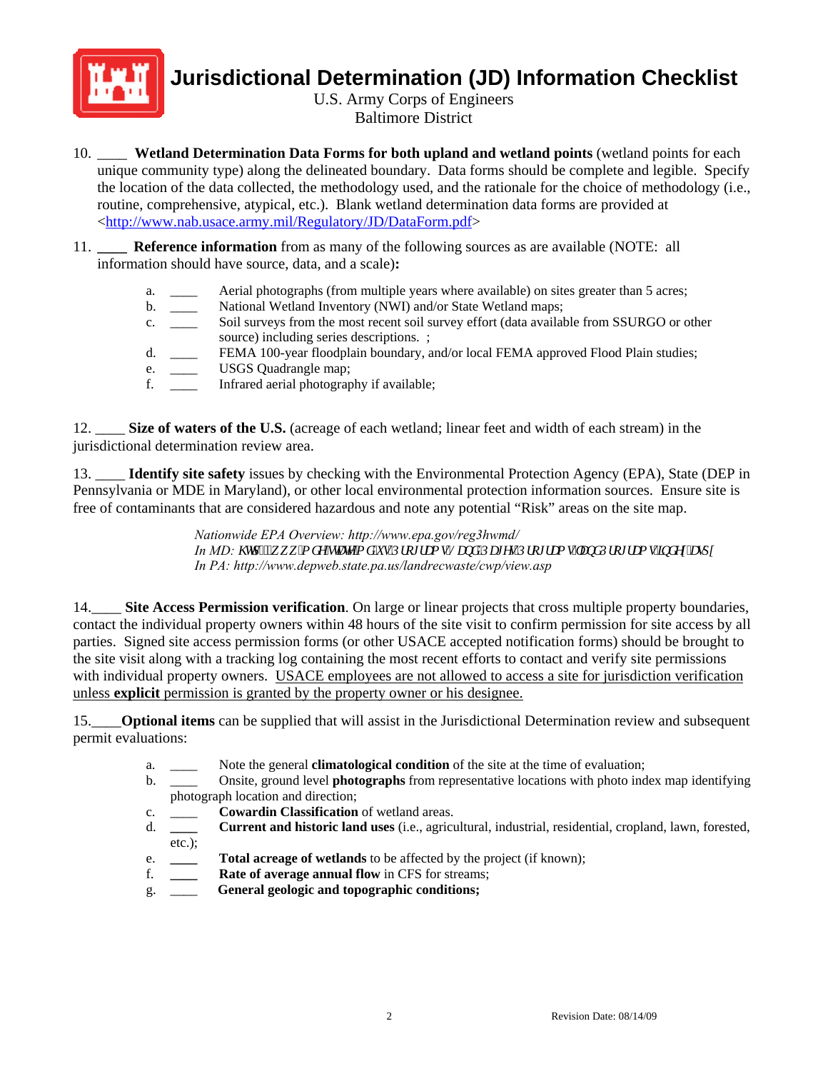# Jurisdictional Determination (JD) Information Checklist

U.S. Army Corps of Engineers
Baltimore District

10. ____ **Wetland Determination Data Forms for both upland and wetland points** (wetland points for each unique community type) along the delineated boundary. Data forms should be complete and legible. Specify the location of the data collected, the methodology used, and the rationale for the choice of methodology (i.e., routine, comprehensive, atypical, etc.). Blank wetland determination data forms are provided at <http://www.nab.usace.army.mil/Regulatory/JD/DataForm.pdf>

11. ____ **Reference information** from as many of the following sources as are available (NOTE: all information should have source, data, and a scale)**:**

   a. ____ Aerial photographs (from multiple years where available) on sites greater than 5 acres;
   b. ____ National Wetland Inventory (NWI) and/or State Wetland maps;
   c. ____ Soil surveys from the most recent soil survey effort (data available from SSURGO or other source) including series descriptions. ;
   d. ____ FEMA 100-year floodplain boundary, and/or local FEMA approved Flood Plain studies;
   e. ____ USGS Quadrangle map;
   f. ____ Infrared aerial photography if available;

12. ____ **Size of waters of the U.S.** (acreage of each wetland; linear feet and width of each stream) in the jurisdictional determination review area.

13. ____ **Identify site safety** issues by checking with the Environmental Protection Agency (EPA), State (DEP in Pennsylvania or MDE in Maryland), or other local environmental protection information sources. Ensure site is free of contaminants that are considered hazardous and note any potential "Risk" areas on the site map.

*Nationwide EPA Overview: http://www.epa.gov/reg3hwmd/*
*In MD: KWWS://ZZZ.PGH.VWDWH.PG.XV/3URJUDPV//DQG3DJH/3URJUDPV/ODQG3URJUDPV/LQGH[.DVS[*
*In PA: http://www.depweb.state.pa.us/landrecwaste/cwp/view.asp*

14.____ **Site Access Permission verification**. On large or linear projects that cross multiple property boundaries, contact the individual property owners within 48 hours of the site visit to confirm permission for site access by all parties. Signed site access permission forms (or other USACE accepted notification forms) should be brought to the site visit along with a tracking log containing the most recent efforts to contact and verify site permissions with individual property owners. USACE employees are not allowed to access a site for jurisdiction verification unless **explicit** permission is granted by the property owner or his designee.

15.____**Optional items** can be supplied that will assist in the Jurisdictional Determination review and subsequent permit evaluations:

   a. ____ Note the general **climatological condition** of the site at the time of evaluation;
   b. ____ Onsite, ground level **photographs** from representative locations with photo index map identifying photograph location and direction;
   c. ____ **Cowardin Classification** of wetland areas.
   d. ____ **Current and historic land uses** (i.e., agricultural, industrial, residential, cropland, lawn, forested, etc.);
   e. ____ **Total acreage of wetlands** to be affected by the project (if known);
   f. ____ **Rate of average annual flow** in CFS for streams;
   g. ____ **General geologic and topographic conditions;**

Revision Date: 08/14/09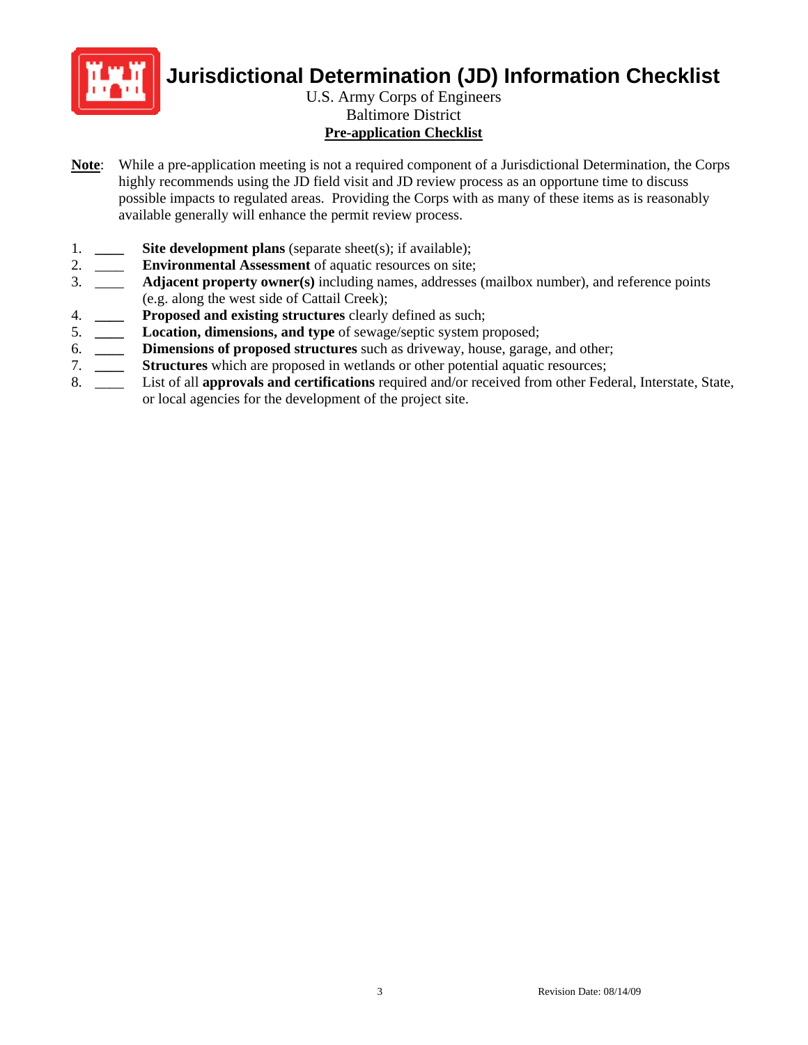# Jurisdictional Determination (JD) Information Checklist

U.S. Army Corps of Engineers
Baltimore District
**Pre-application Checklist**

**Note**: While a pre-application meeting is not a required component of a Jurisdictional Determination, the Corps highly recommends using the JD field visit and JD review process as an opportune time to discuss possible impacts to regulated areas. Providing the Corps with as many of these items as is reasonably available generally will enhance the permit review process.

1. ____ **Site development plans** (separate sheet(s); if available);
2. ____ **Environmental Assessment** of aquatic resources on site;
3. ____ **Adjacent property owner(s)** including names, addresses (mailbox number), and reference points (e.g. along the west side of Cattail Creek);
4. ____ **Proposed and existing structures** clearly defined as such;
5. ____ **Location, dimensions, and type** of sewage/septic system proposed;
6. ____ **Dimensions of proposed structures** such as driveway, house, garage, and other;
7. ____ **Structures** which are proposed in wetlands or other potential aquatic resources;
8. ____ List of all **approvals and certifications** required and/or received from other Federal, Interstate, State, or local agencies for the development of the project site.

Revision Date: 08/14/09